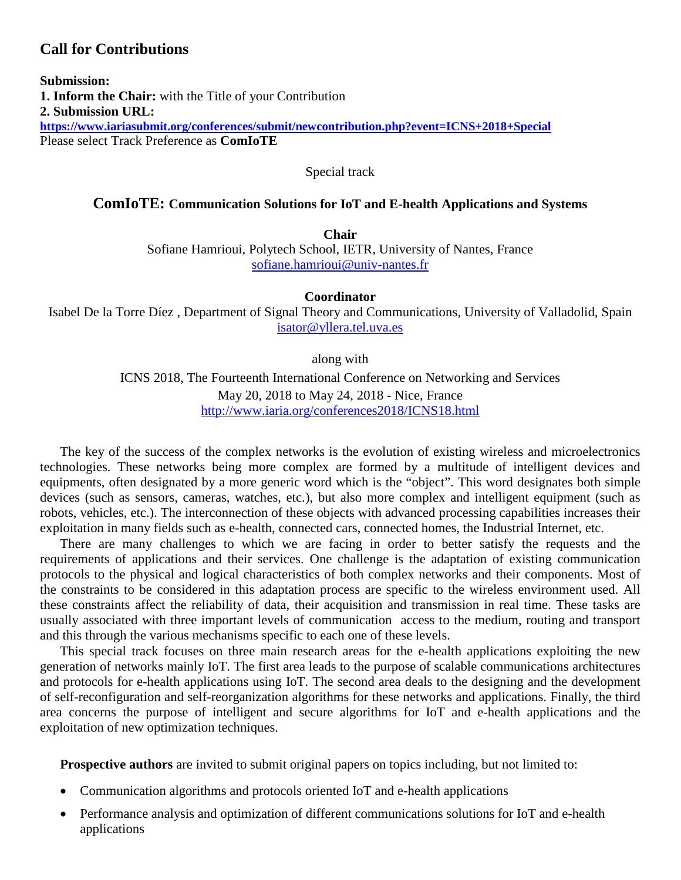## Call for Contributions

**Submission:**
**1. Inform the Chair:** with the Title of your Contribution
**2. Submission URL:**
**https://www.iariasubmit.org/conferences/submit/newcontribution.php?event=ICNS+2018+Special**
Please select Track Preference as **ComIoTE**

Special track

### ComIoTE: Communication Solutions for IoT and E-health Applications and Systems

**Chair**
Sofiane Hamrioui, Polytech School, IETR, University of Nantes, France
sofiane.hamrioui@univ-nantes.fr

**Coordinator**
Isabel De la Torre Díez , Department of Signal Theory and Communications, University of Valladolid, Spain
isator@yllera.tel.uva.es

along with

ICNS 2018, The Fourteenth International Conference on Networking and Services
May 20, 2018 to May 24, 2018 - Nice, France
http://www.iaria.org/conferences2018/ICNS18.html

The key of the success of the complex networks is the evolution of existing wireless and microelectronics technologies. These networks being more complex are formed by a multitude of intelligent devices and equipments, often designated by a more generic word which is the "object". This word designates both simple devices (such as sensors, cameras, watches, etc.), but also more complex and intelligent equipment (such as robots, vehicles, etc.). The interconnection of these objects with advanced processing capabilities increases their exploitation in many fields such as e-health, connected cars, connected homes, the Industrial Internet, etc.

There are many challenges to which we are facing in order to better satisfy the requests and the requirements of applications and their services. One challenge is the adaptation of existing communication protocols to the physical and logical characteristics of both complex networks and their components. Most of the constraints to be considered in this adaptation process are specific to the wireless environment used. All these constraints affect the reliability of data, their acquisition and transmission in real time. These tasks are usually associated with three important levels of communication  access to the medium, routing and transport and this through the various mechanisms specific to each one of these levels.

This special track focuses on three main research areas for the e-health applications exploiting the new generation of networks mainly IoT. The first area leads to the purpose of scalable communications architectures and protocols for e-health applications using IoT. The second area deals to the designing and the development of self-reconfiguration and self-reorganization algorithms for these networks and applications. Finally, the third area concerns the purpose of intelligent and secure algorithms for IoT and e-health applications and the exploitation of new optimization techniques.

**Prospective authors** are invited to submit original papers on topics including, but not limited to:

- Communication algorithms and protocols oriented IoT and e-health applications
- Performance analysis and optimization of different communications solutions for IoT and e-health applications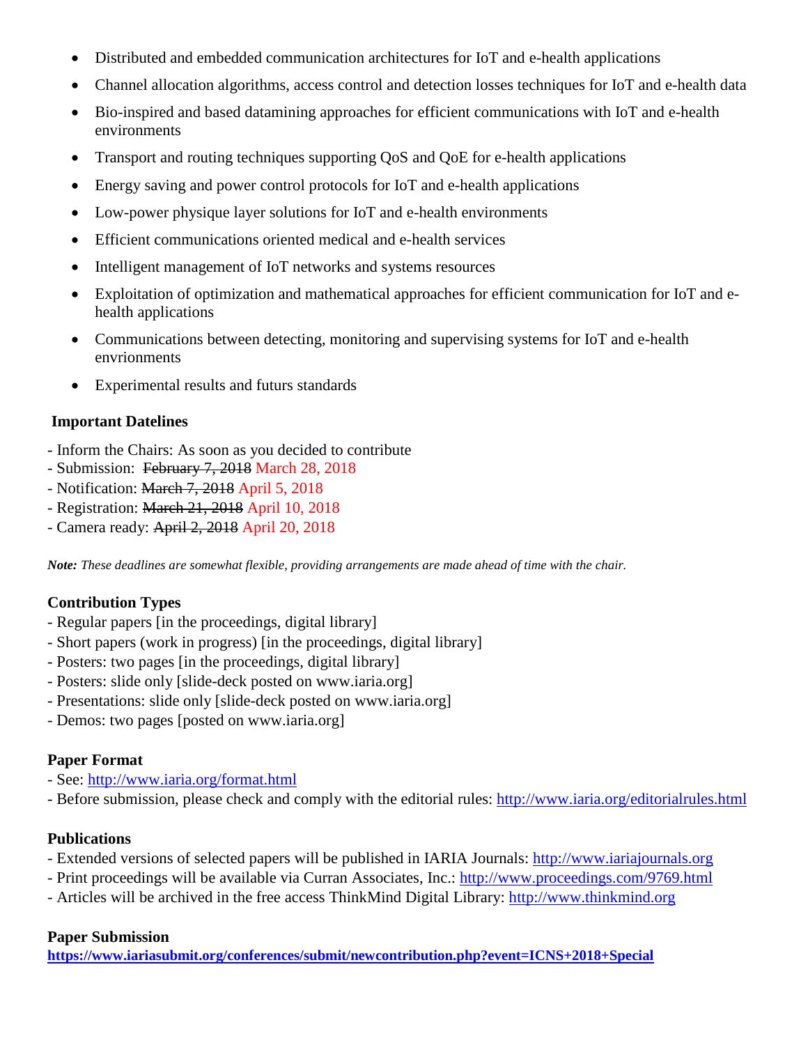- Distributed and embedded communication architectures for IoT and e-health applications
- Channel allocation algorithms, access control and detection losses techniques for IoT and e-health data
- Bio-inspired and based datamining approaches for efficient communications with IoT and e-health environments
- Transport and routing techniques supporting QoS and QoE for e-health applications
- Energy saving and power control protocols for IoT and e-health applications
- Low-power physique layer solutions for IoT and e-health environments
- Efficient communications oriented medical and e-health services
- Intelligent management of IoT networks and systems resources
- Exploitation of optimization and mathematical approaches for efficient communication for IoT and e-health applications
- Communications between detecting, monitoring and supervising systems for IoT and e-health envrionments
- Experimental results and futurs standards

**Important Datelines**

- Inform the Chairs: As soon as you decided to contribute
- Submission: ~~February 7, 2018~~ March 28, 2018
- Notification: ~~March 7, 2018~~ April 5, 2018
- Registration: ~~March 21, 2018~~ April 10, 2018
- Camera ready: ~~April 2, 2018~~ April 20, 2018

***Note:*** *These deadlines are somewhat flexible, providing arrangements are made ahead of time with the chair.*

**Contribution Types**

- Regular papers [in the proceedings, digital library]
- Short papers (work in progress) [in the proceedings, digital library]
- Posters: two pages [in the proceedings, digital library]
- Posters: slide only [slide-deck posted on www.iaria.org]
- Presentations: slide only [slide-deck posted on www.iaria.org]
- Demos: two pages [posted on www.iaria.org]

**Paper Format**

- See: http://www.iaria.org/format.html
- Before submission, please check and comply with the editorial rules: http://www.iaria.org/editorialrules.html

**Publications**

- Extended versions of selected papers will be published in IARIA Journals: http://www.iariajournals.org
- Print proceedings will be available via Curran Associates, Inc.: http://www.proceedings.com/9769.html
- Articles will be archived in the free access ThinkMind Digital Library: http://www.thinkmind.org

**Paper Submission**

**https://www.iariasubmit.org/conferences/submit/newcontribution.php?event=ICNS+2018+Special**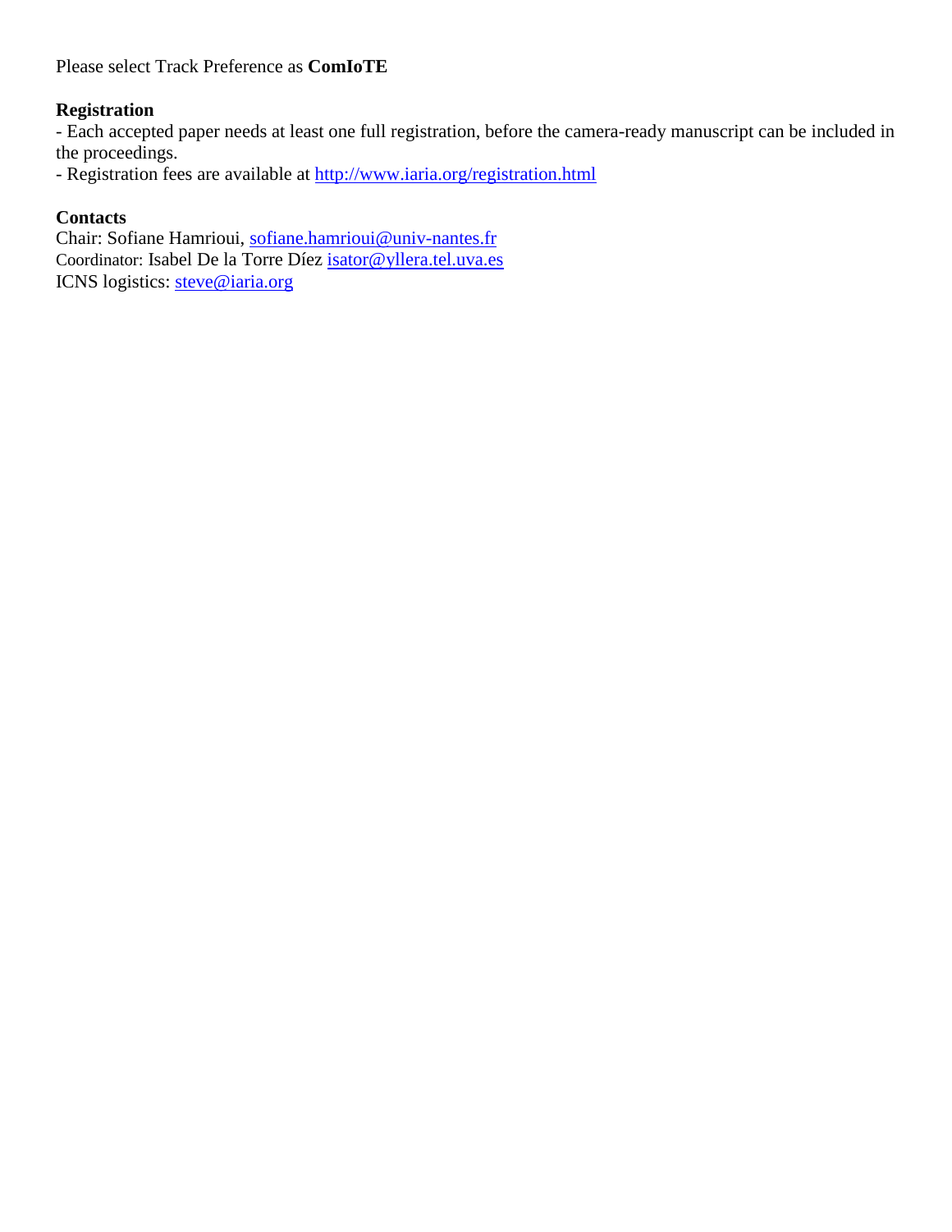Please select Track Preference as **ComIoTE**

**Registration**

- Each accepted paper needs at least one full registration, before the camera-ready manuscript can be included in the proceedings.
- Registration fees are available at http://www.iaria.org/registration.html

**Contacts**

Chair: Sofiane Hamrioui, sofiane.hamrioui@univ-nantes.fr
Coordinator: Isabel De la Torre Díez isator@yllera.tel.uva.es
ICNS logistics: steve@iaria.org